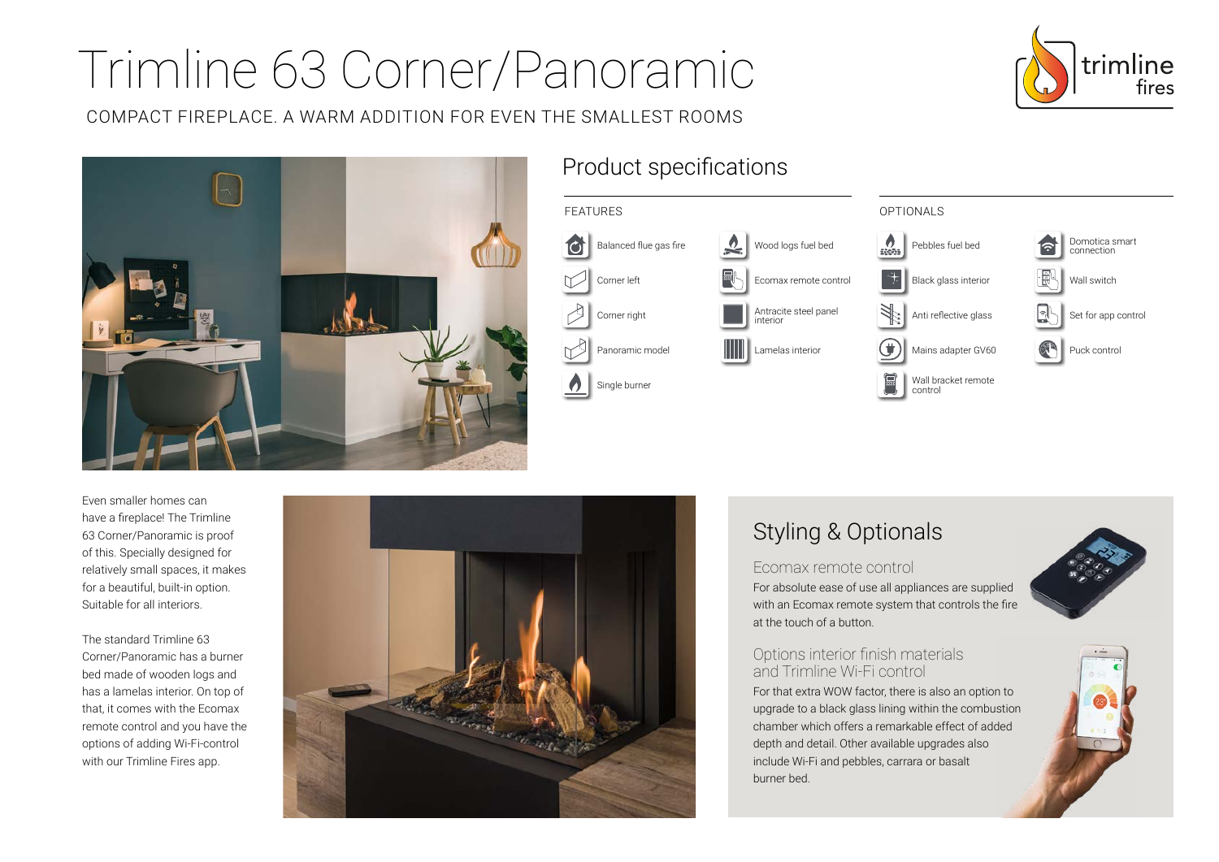# Trimline 63 Corner/Panoramic

COMPACT FIREPLACE. A WARM ADDITION FOR EVEN THE SMALLEST ROOMS

## Product specifications

### FEATURES

- Balanced flue gas fire
- Corner left
- Corner right
- Panoramic model
- Single burner
- Wood logs fuel bed
- Ecomax remote control
- Antracite steel panel interior
- Lamelas interior

### OPTIONALS

- Pebbles fuel bed
- Black glass interior
- Anti reflective glass
- Mains adapter GV60
- Wall bracket remote control
- Domotica smart connection
- Wall switch
- Set for app control
- Puck control

Even smaller homes can have a fireplace! The Trimline 63 Corner/Panoramic is proof of this. Specially designed for relatively small spaces, it makes for a beautiful, built-in option. Suitable for all interiors.

The standard Trimline 63 Corner/Panoramic has a burner bed made of wooden logs and has a lamelas interior. On top of that, it comes with the Ecomax remote control and you have the options of adding Wi-Fi-control with our Trimline Fires app.

## Styling & Optionals

### Ecomax remote control

For absolute ease of use all appliances are supplied with an Ecomax remote system that controls the fire at the touch of a button.

### Options interior finish materials and Trimline Wi-Fi control

For that extra WOW factor, there is also an option to upgrade to a black glass lining within the combustion chamber which offers a remarkable effect of added depth and detail. Other available upgrades also include Wi-Fi and pebbles, carrara or basalt burner bed.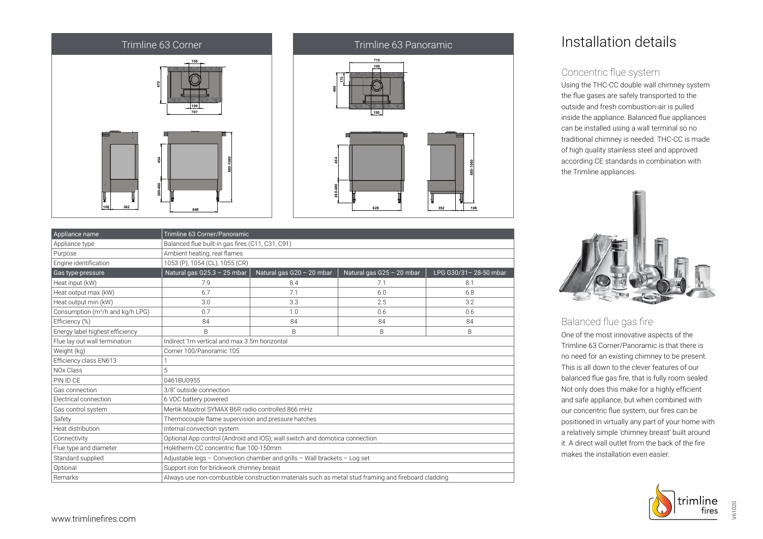## Trimline 63 Corner

150

470

100

707

454

260-480

880-1060

108 362

648

## Trimline 63 Panoramic

715

100

170

460

150

454

260-480

628

880-1060

352 108

| | | | | |
|---|---|---|---|---|
| Appliance name | Trimline 63 Corner/Panoramic | | | |
| Appliance type | Balanced flue built-in gas fires (C11, C31, C91) | | | |
| Purpose | Ambient heating, real flames | | | |
| Engine identification | 1053 (P), 1054 (CL), 1055 (CR) | | | |
| Gas type-pressure | Natural gas G25.3 – 25 mbar | Natural gas G20 – 20 mbar | Natural gas G25 – 20 mbar | LPG G30/31– 28-50 mbar |
| Heat input (kW) | 7.9 | 8.4 | 7.1 | 8.1 |
| Heat output max (kW) | 6.7 | 7.1 | 6.0 | 6.8 |
| Heat output min (kW) | 3.0 | 3.3 | 2.5 | 3.2 |
| Consumption (m³/h and kg/h LPG) | 0.7 | 1.0 | 0.6 | 0.6 |
| Efficiency (%) | 84 | 84 | 84 | 84 |
| Energy label highest efficiency | B | B | B | B |
| Flue lay out wall termination | Indirect 1m vertical and max 3.5m horizontal | | | |
| Weight (kg) | Corner 100/Panoramic 105 | | | |
| Efficiency class EN613 | 1 | | | |
| NOx Class | 5 | | | |
| PIN ID CE | 0461BU0955 | | | |
| Gas connection | 3/8" outside connection | | | |
| Electrical connection | 6 VDC battery powered | | | |
| Gas control system | Mertik Maxitrol SYMAX B6R radio controlled 866 mHz | | | |
| Safety | Thermocouple flame supervision and pressure hatches | | | |
| Heat distribution | Internal convection system | | | |
| Connectivity | Optional App control (Android and IOS), wall switch and domotica connection | | | |
| Flue type and diameter | Holetherm-CC concentric flue 100-150mm | | | |
| Standard supplied | Adjustable legs – Convection chamber and grills – Wall brackets – Log set | | | |
| Optional | Support iron for brickwork chimney breast | | | |
| Remarks | Always use non-combustible construction materials such as metal stud framing and fireboard cladding | | | |

# Installation details

## Concentric flue system

Using the THC-CC double wall chimney system the flue gases are safely transported to the outside and fresh combustion-air is pulled inside the appliance. Balanced flue appliances can be installed using a wall terminal so no traditional chimney is needed. THC-CC is made of high quality stainless steel and approved according CE standards in combination with the Trimline appliances.

## Balanced flue gas fire

One of the most innovative aspects of the Trimline 63 Corner/Panoramic is that there is no need for an existing chimney to be present. This is all down to the clever features of our balanced flue gas fire, that is fully room sealed. Not only does this make for a highly efficient and safe appliance, but when combined with our concentric flue system, our fires can be positioned in virtually any part of your home with a relatively simple 'chimney breast' built around it. A direct wall outlet from the back of the fire makes the installation even easier.

trimline fires

V61020

www.trimlinefires.com